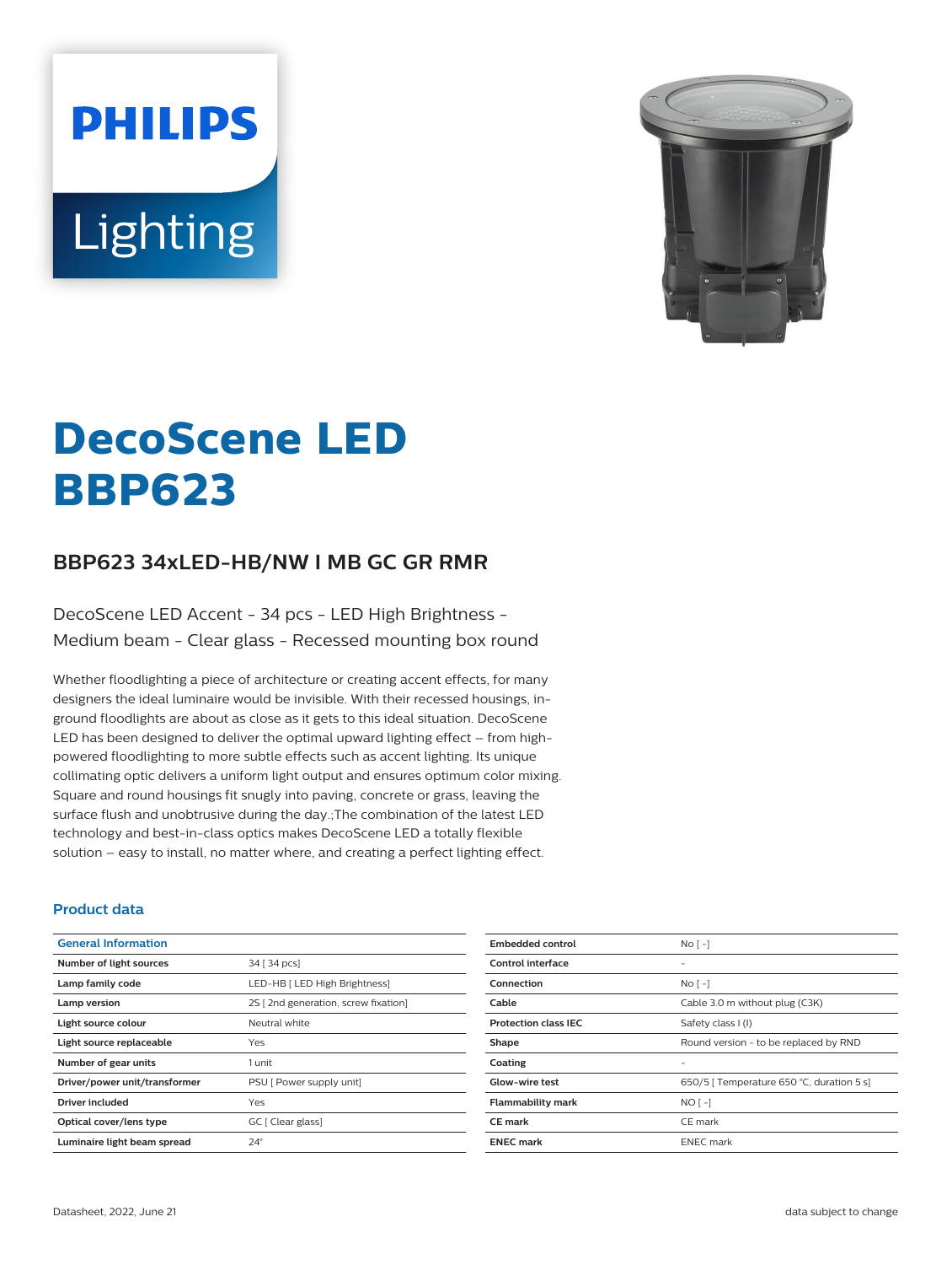PHILIPS

Lighting

# DecoScene LED BBP623

## BBP623 34xLED-HB/NW I MB GC GR RMR

DecoScene LED Accent - 34 pcs - LED High Brightness - Medium beam - Clear glass - Recessed mounting box round

Whether floodlighting a piece of architecture or creating accent effects, for many designers the ideal luminaire would be invisible. With their recessed housings, in-ground floodlights are about as close as it gets to this ideal situation. DecoScene LED has been designed to deliver the optimal upward lighting effect – from high-powered floodlighting to more subtle effects such as accent lighting. Its unique collimating optic delivers a uniform light output and ensures optimum color mixing. Square and round housings fit snugly into paving, concrete or grass, leaving the surface flush and unobtrusive during the day.;The combination of the latest LED technology and best-in-class optics makes DecoScene LED a totally flexible solution – easy to install, no matter where, and creating a perfect lighting effect.

### Product data

| General Information | |
|---|---|
| Number of light sources | 34 [ 34 pcs] |
| Lamp family code | LED-HB [ LED High Brightness] |
| Lamp version | 2S [ 2nd generation, screw fixation] |
| Light source colour | Neutral white |
| Light source replaceable | Yes |
| Number of gear units | 1 unit |
| Driver/power unit/transformer | PSU [ Power supply unit] |
| Driver included | Yes |
| Optical cover/lens type | GC [ Clear glass] |
| Luminaire light beam spread | 24° |
| Embedded control | No [ -] |
| Control interface | - |
| Connection | No [ -] |
| Cable | Cable 3.0 m without plug (C3K) |
| Protection class IEC | Safety class I (I) |
| Shape | Round version - to be replaced by RND |
| Coating | - |
| Glow-wire test | 650/5 [ Temperature 650 °C, duration 5 s] |
| Flammability mark | NO [ -] |
| CE mark | CE mark |
| ENEC mark | ENEC mark |

Datasheet, 2022, June 21 — data subject to change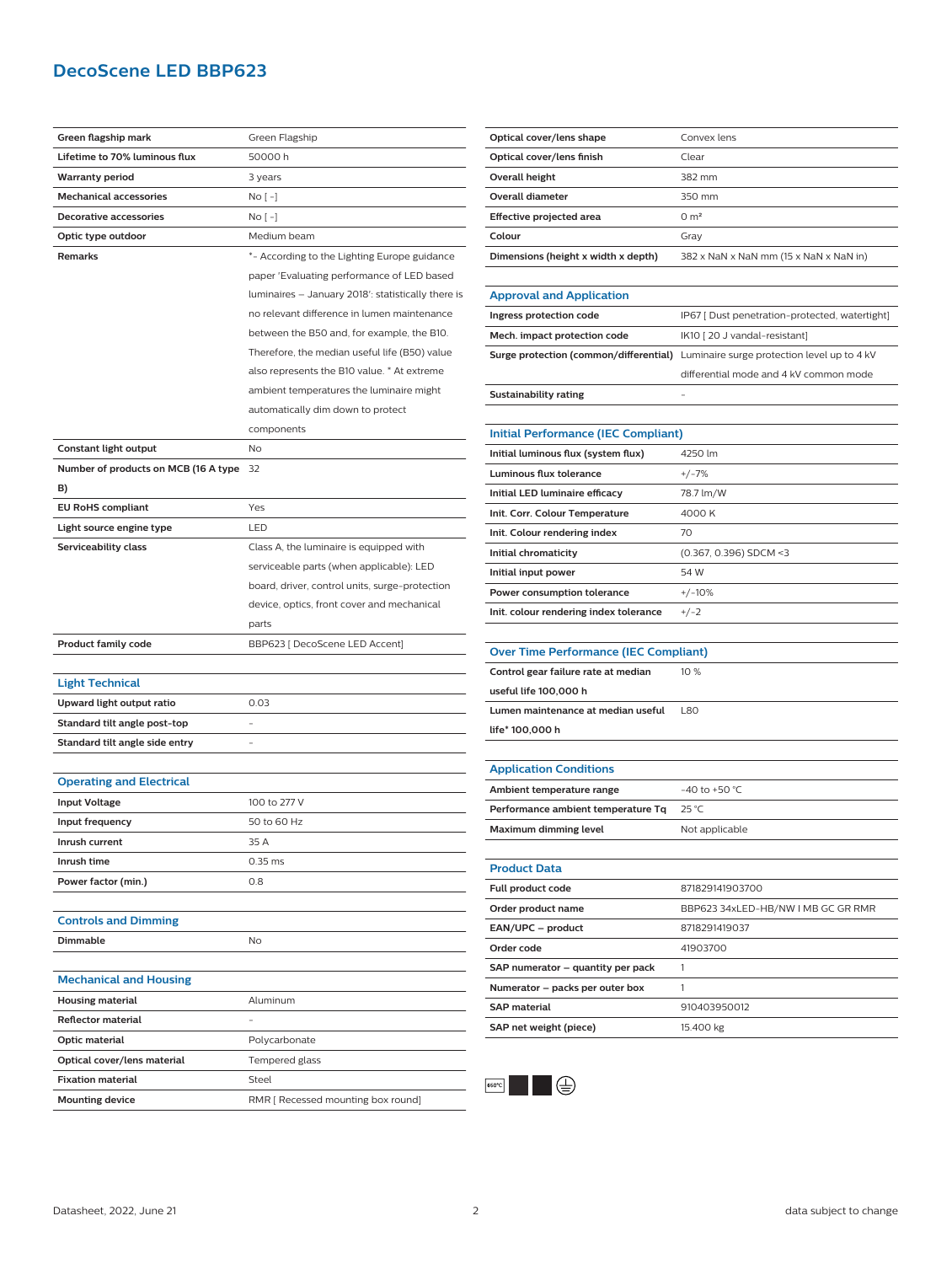# DecoScene LED BBP623

| | |
|---|---|
| Green flagship mark | Green Flagship |
| Lifetime to 70% luminous flux | 50000 h |
| Warranty period | 3 years |
| Mechanical accessories | No [ -] |
| Decorative accessories | No [ -] |
| Optic type outdoor | Medium beam |
| Remarks | *- According to the Lighting Europe guidance paper 'Evaluating performance of LED based luminaires – January 2018': statistically there is no relevant difference in lumen maintenance between the B50 and, for example, the B10. Therefore, the median useful life (B50) value also represents the B10 value. * At extreme ambient temperatures the luminaire might automatically dim down to protect components |
| Constant light output | No |
| Number of products on MCB (16 A type B) | 32 |
| EU RoHS compliant | Yes |
| Light source engine type | LED |
| Serviceability class | Class A, the luminaire is equipped with serviceable parts (when applicable): LED board, driver, control units, surge-protection device, optics, front cover and mechanical parts |
| Product family code | BBP623 [ DecoScene LED Accent] |

## Light Technical

| | |
|---|---|
| Upward light output ratio | 0.03 |
| Standard tilt angle post-top | - |
| Standard tilt angle side entry | - |

## Operating and Electrical

| | |
|---|---|
| Input Voltage | 100 to 277 V |
| Input frequency | 50 to 60 Hz |
| Inrush current | 35 A |
| Inrush time | 0.35 ms |
| Power factor (min.) | 0.8 |

## Controls and Dimming

| | |
|---|---|
| Dimmable | No |

## Mechanical and Housing

| | |
|---|---|
| Housing material | Aluminum |
| Reflector material | - |
| Optic material | Polycarbonate |
| Optical cover/lens material | Tempered glass |
| Fixation material | Steel |
| Mounting device | RMR [ Recessed mounting box round] |
| Optical cover/lens shape | Convex lens |
| Optical cover/lens finish | Clear |
| Overall height | 382 mm |
| Overall diameter | 350 mm |
| Effective projected area | 0 m² |
| Colour | Gray |
| Dimensions (height x width x depth) | 382 x NaN x NaN mm (15 x NaN x NaN in) |

## Approval and Application

| | |
|---|---|
| Ingress protection code | IP67 [ Dust penetration-protected, watertight] |
| Mech. impact protection code | IK10 [ 20 J vandal-resistant] |
| Surge protection (common/differential) | Luminaire surge protection level up to 4 kV differential mode and 4 kV common mode |
| Sustainability rating | - |

## Initial Performance (IEC Compliant)

| | |
|---|---|
| Initial luminous flux (system flux) | 4250 lm |
| Luminous flux tolerance | +/-7% |
| Initial LED luminaire efficacy | 78.7 lm/W |
| Init. Corr. Colour Temperature | 4000 K |
| Init. Colour rendering index | 70 |
| Initial chromaticity | (0.367, 0.396) SDCM <3 |
| Initial input power | 54 W |
| Power consumption tolerance | +/-10% |
| Init. colour rendering index tolerance | +/-2 |

## Over Time Performance (IEC Compliant)

| | |
|---|---|
| Control gear failure rate at median useful life 100,000 h | 10 % |
| Lumen maintenance at median useful life* 100,000 h | L80 |

## Application Conditions

| | |
|---|---|
| Ambient temperature range | -40 to +50 °C |
| Performance ambient temperature Tq | 25 °C |
| Maximum dimming level | Not applicable |

## Product Data

| | |
|---|---|
| Full product code | 871829141903700 |
| Order product name | BBP623 34xLED-HB/NW I MB GC GR RMR |
| EAN/UPC – product | 8718291419037 |
| Order code | 41903700 |
| SAP numerator – quantity per pack | 1 |
| Numerator – packs per outer box | 1 |
| SAP material | 910403950012 |
| SAP net weight (piece) | 15.400 kg |

Datasheet, 2022, June 21

data subject to change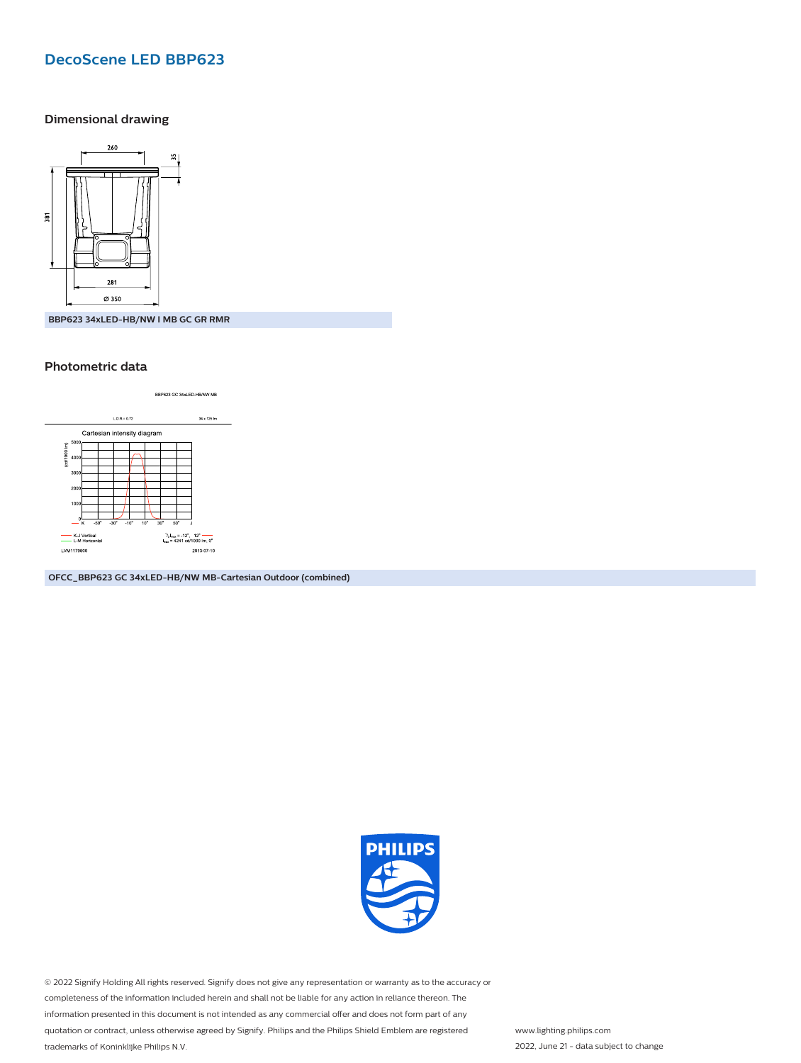# DecoScene LED BBP623

## Dimensional drawing

260

35

381

281

Ø 350

**BBP623 34xLED-HB/NW I MB GC GR RMR**

## Photometric data

BBP623 GC 34xLED-HB/NW MB

L O R = 0.72

34 x 125 lm

Cartesian intensity diagram

(cd/1000 lm)

5000
4000
3000
2000
1000
0

K -50° -30° -10° 10° 30° 50° J

K-J Vertical
L-M Horizontal

½ $I_{max}$ = -12°, 12°
$I_{max}$ = 4241 cd/1000 lm, 0°

LVM1179950

2013-07-10

**OFCC_BBP623 GC 34xLED-HB/NW MB-Cartesian Outdoor (combined)**

© 2022 Signify Holding All rights reserved. Signify does not give any representation or warranty as to the accuracy or completeness of the information included herein and shall not be liable for any action in reliance thereon. The information presented in this document is not intended as any commercial offer and does not form part of any quotation or contract, unless otherwise agreed by Signify. Philips and the Philips Shield Emblem are registered trademarks of Koninklijke Philips N.V.

www.lighting.philips.com

2022, June 21 - data subject to change